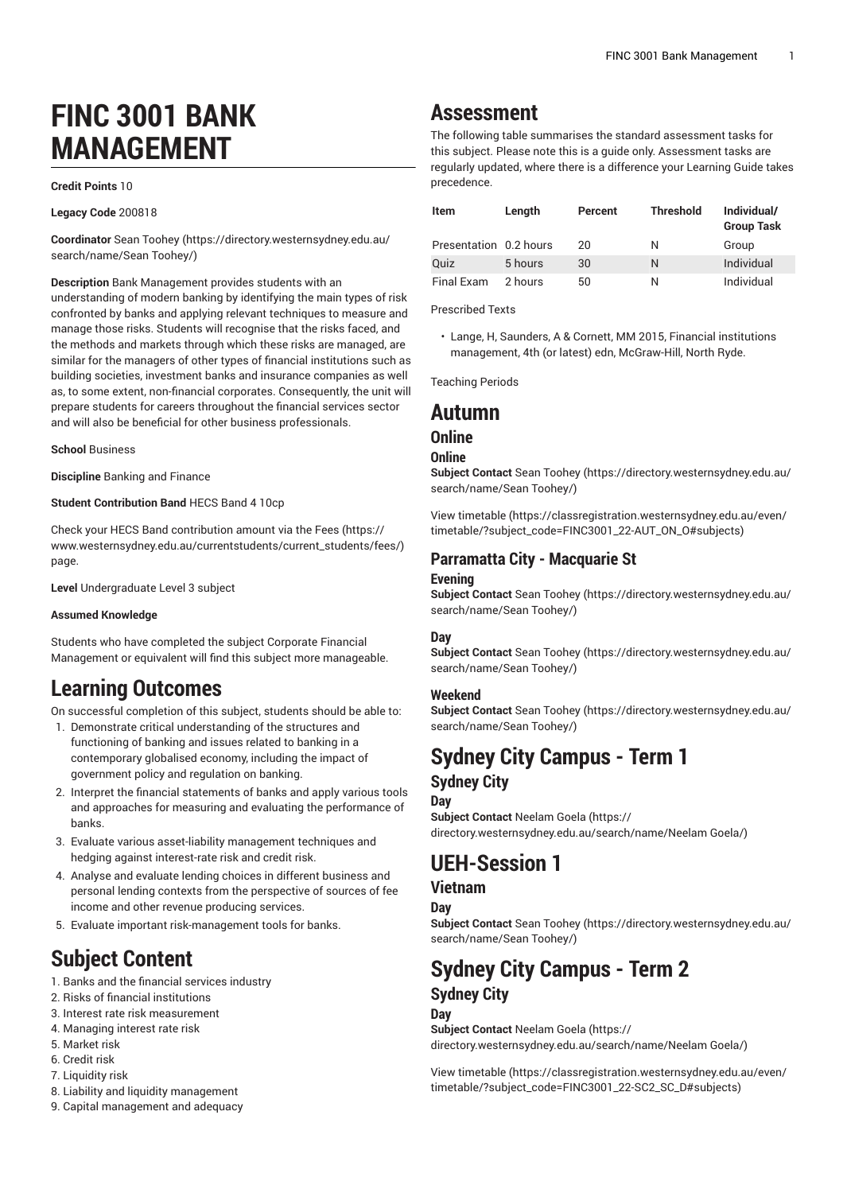# FINC 3001 BANK MANAGEMENT

**Credit Points** 10

**Legacy Code** 200818

**Coordinator** Sean Toohey (https://directory.westernsydney.edu.au/search/name/Sean Toohey/)

**Description** Bank Management provides students with an understanding of modern banking by identifying the main types of risk confronted by banks and applying relevant techniques to measure and manage those risks. Students will recognise that the risks faced, and the methods and markets through which these risks are managed, are similar for the managers of other types of financial institutions such as building societies, investment banks and insurance companies as well as, to some extent, non-financial corporates. Consequently, the unit will prepare students for careers throughout the financial services sector and will also be beneficial for other business professionals.

**School** Business

**Discipline** Banking and Finance

**Student Contribution Band** HECS Band 4 10cp

Check your HECS Band contribution amount via the Fees (https://www.westernsydney.edu.au/currentstudents/current_students/fees/) page.

**Level** Undergraduate Level 3 subject

**Assumed Knowledge**

Students who have completed the subject Corporate Financial Management or equivalent will find this subject more manageable.

## Learning Outcomes

On successful completion of this subject, students should be able to:

1. Demonstrate critical understanding of the structures and functioning of banking and issues related to banking in a contemporary globalised economy, including the impact of government policy and regulation on banking.
2. Interpret the financial statements of banks and apply various tools and approaches for measuring and evaluating the performance of banks.
3. Evaluate various asset-liability management techniques and hedging against interest-rate risk and credit risk.
4. Analyse and evaluate lending choices in different business and personal lending contexts from the perspective of sources of fee income and other revenue producing services.
5. Evaluate important risk-management tools for banks.

## Subject Content

1. Banks and the financial services industry
2. Risks of financial institutions
3. Interest rate risk measurement
4. Managing interest rate risk
5. Market risk
6. Credit risk
7. Liquidity risk
8. Liability and liquidity management
9. Capital management and adequacy

## Assessment

The following table summarises the standard assessment tasks for this subject. Please note this is a guide only. Assessment tasks are regularly updated, where there is a difference your Learning Guide takes precedence.

| Item | Length | Percent | Threshold | Individual/ Group Task |
|---|---|---|---|---|
| Presentation | 0.2 hours | 20 | N | Group |
| Quiz | 5 hours | 30 | N | Individual |
| Final Exam | 2 hours | 50 | N | Individual |

Prescribed Texts

- Lange, H, Saunders, A & Cornett, MM 2015, Financial institutions management, 4th (or latest) edn, McGraw-Hill, North Ryde.

Teaching Periods

# Autumn

## Online

### Online

**Subject Contact** Sean Toohey (https://directory.westernsydney.edu.au/search/name/Sean Toohey/)

View timetable (https://classregistration.westernsydney.edu.au/even/timetable/?subject_code=FINC3001_22-AUT_ON_O#subjects)

## Parramatta City - Macquarie St

### Evening

**Subject Contact** Sean Toohey (https://directory.westernsydney.edu.au/search/name/Sean Toohey/)

### Day

**Subject Contact** Sean Toohey (https://directory.westernsydney.edu.au/search/name/Sean Toohey/)

### Weekend

**Subject Contact** Sean Toohey (https://directory.westernsydney.edu.au/search/name/Sean Toohey/)

# Sydney City Campus - Term 1

## Sydney City

### Day

**Subject Contact** Neelam Goela (https://directory.westernsydney.edu.au/search/name/Neelam Goela/)

# UEH-Session 1

## Vietnam

### Day

**Subject Contact** Sean Toohey (https://directory.westernsydney.edu.au/search/name/Sean Toohey/)

# Sydney City Campus - Term 2

## Sydney City

### Day

**Subject Contact** Neelam Goela (https://directory.westernsydney.edu.au/search/name/Neelam Goela/)

View timetable (https://classregistration.westernsydney.edu.au/even/timetable/?subject_code=FINC3001_22-SC2_SC_D#subjects)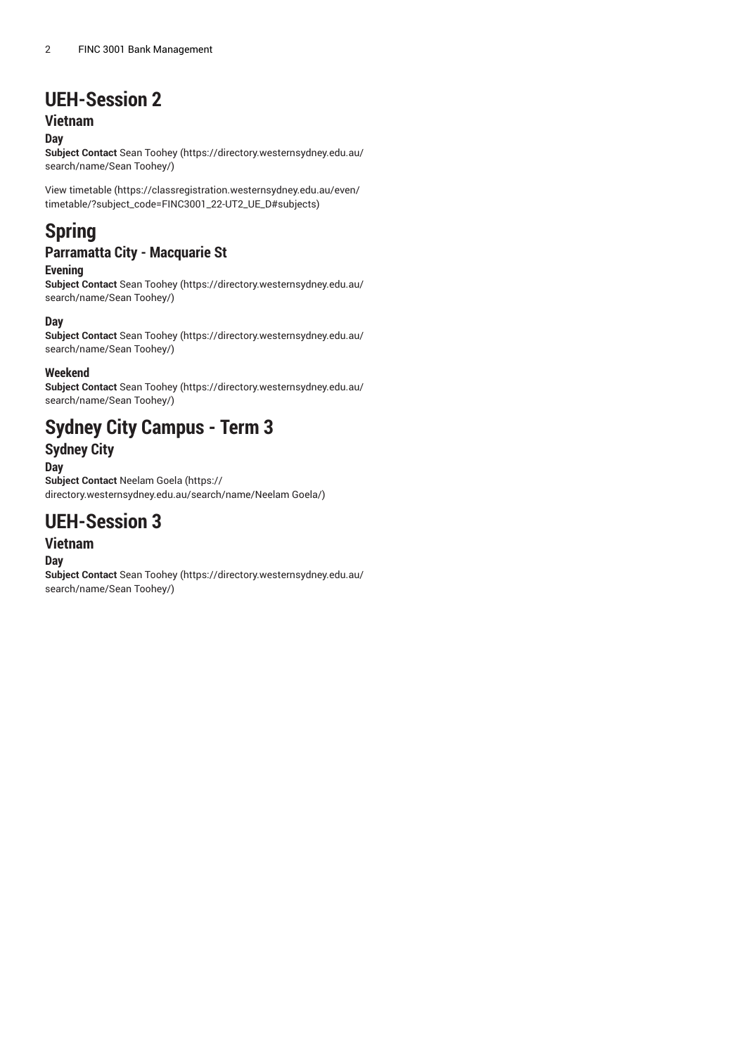# UEH-Session 2

## Vietnam

### Day

**Subject Contact** Sean Toohey (https://directory.westernsydney.edu.au/search/name/Sean Toohey/)

View timetable (https://classregistration.westernsydney.edu.au/even/timetable/?subject_code=FINC3001_22-UT2_UE_D#subjects)

# Spring

## Parramatta City - Macquarie St

### Evening

**Subject Contact** Sean Toohey (https://directory.westernsydney.edu.au/search/name/Sean Toohey/)

### Day

**Subject Contact** Sean Toohey (https://directory.westernsydney.edu.au/search/name/Sean Toohey/)

### Weekend

**Subject Contact** Sean Toohey (https://directory.westernsydney.edu.au/search/name/Sean Toohey/)

# Sydney City Campus - Term 3

## Sydney City

### Day

**Subject Contact** Neelam Goela (https://directory.westernsydney.edu.au/search/name/Neelam Goela/)

# UEH-Session 3

## Vietnam

### Day

**Subject Contact** Sean Toohey (https://directory.westernsydney.edu.au/search/name/Sean Toohey/)